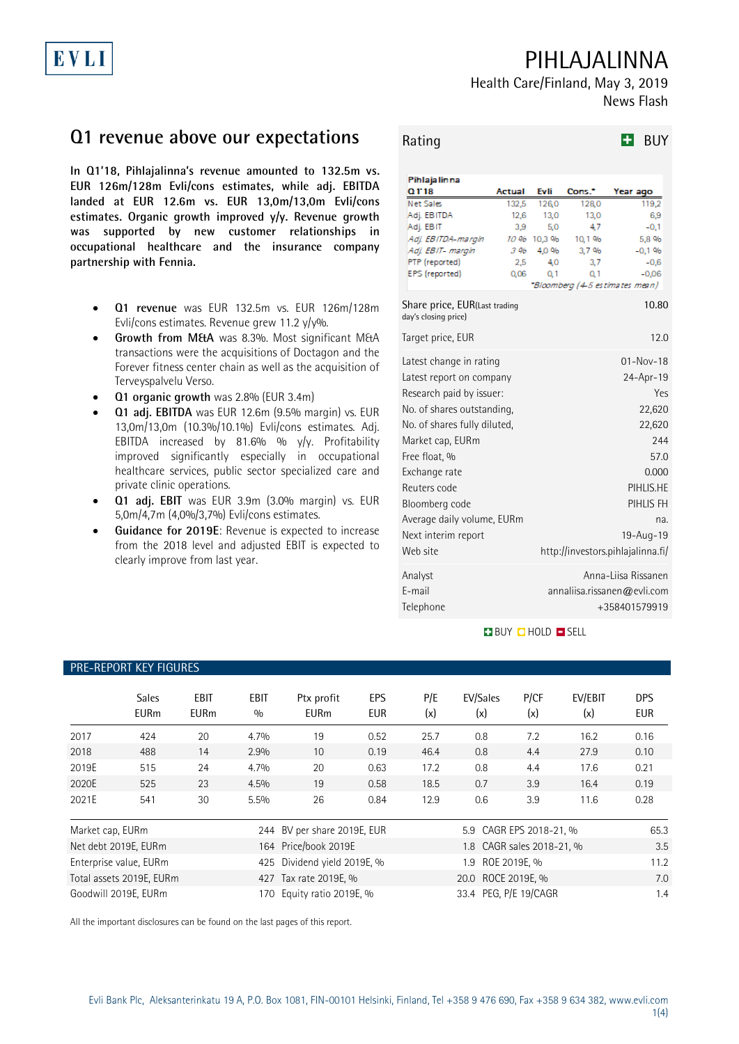# PIHLAJALINNA

Health Care/Finland, May 3, 2019
News Flash

## Q1 revenue above our expectations

**In Q1'18, Pihlajalinna's revenue amounted to 132.5m vs. EUR 126m/128m Evli/cons estimates, while adj. EBITDA landed at EUR 12.6m vs. EUR 13,0m/13,0m Evli/cons estimates. Organic growth improved y/y. Revenue growth was supported by new customer relationships in occupational healthcare and the insurance company partnership with Fennia.**

- **Q1 revenue** was EUR 132.5m vs. EUR 126m/128m Evli/cons estimates. Revenue grew 11.2 y/y%.
- **Growth from M&A** was 8.3%. Most significant M&A transactions were the acquisitions of Doctagon and the Forever fitness center chain as well as the acquisition of Terveyspalvelu Verso.
- **Q1 organic growth** was 2.8% (EUR 3.4m)
- **Q1 adj. EBITDA** was EUR 12.6m (9.5% margin) vs. EUR 13,0m/13,0m (10.3%/10.1%) Evli/cons estimates. Adj. EBITDA increased by 81.6% % y/y. Profitability improved significantly especially in occupational healthcare services, public sector specialized care and private clinic operations.
- **Q1 adj. EBIT** was EUR 3.9m (3.0% margin) vs. EUR 5,0m/4,7m (4,0%/3,7%) Evli/cons estimates.
- **Guidance for 2019E**: Revenue is expected to increase from the 2018 level and adjusted EBIT is expected to clearly improve from last year.

### Rating: BUY

| Pihlajalinna Q1'18 | Actual | Evli | Cons.* | Year ago |
|---|---|---|---|---|
| Net Sales | 132,5 | 126,0 | 128,0 | 119,2 |
| Adj. EBITDA | 12,6 | 13,0 | 13,0 | 6,9 |
| Adj. EBIT | 3,9 | 5,0 | 4,7 | -0,1 |
| *Adj. EBITDA-margin* | *10 %* | *10,3 %* | *10,1 %* | *5,8 %* |
| *Adj. EBIT- margin* | *3 %* | *4,0 %* | *3,7 %* | *-0,1 %* |
| PTP (reported) | 2,5 | 4,0 | 3,7 | -0,6 |
| EPS (reported) | 0,06 | 0,1 | 0,1 | -0,06 |

*\*Bloomberg (4-5 estimates mean)*

| | |
|---|---|
| Share price, EUR (Last trading day's closing price) | 10.80 |
| Target price, EUR | 12.0 |
| Latest change in rating | 01-Nov-18 |
| Latest report on company | 24-Apr-19 |
| Research paid by issuer: | Yes |
| No. of shares outstanding, | 22,620 |
| No. of shares fully diluted, | 22,620 |
| Market cap, EURm | 244 |
| Free float, % | 57.0 |
| Exchange rate | 0.000 |
| Reuters code | PIHLIS.HE |
| Bloomberg code | PIHLIS FH |
| Average daily volume, EURm | na. |
| Next interim report | 19-Aug-19 |
| Web site | http://investors.pihlajalinna.fi/ |

| | |
|---|---|
| Analyst | Anna-Liisa Rissanen |
| E-mail | annaliisa.rissanen@evli.com |
| Telephone | +358401579919 |

BUY HOLD SELL

### PRE-REPORT KEY FIGURES

| | Sales EURm | EBIT EURm | EBIT % | Ptx profit EURm | EPS EUR | P/E (x) | EV/Sales (x) | P/CF (x) | EV/EBIT (x) | DPS EUR |
|---|---|---|---|---|---|---|---|---|---|---|
| 2017 | 424 | 20 | 4.7% | 19 | 0.52 | 25.7 | 0.8 | 7.2 | 16.2 | 0.16 |
| 2018 | 488 | 14 | 2.9% | 10 | 0.19 | 46.4 | 0.8 | 4.4 | 27.9 | 0.10 |
| 2019E | 515 | 24 | 4.7% | 20 | 0.63 | 17.2 | 0.8 | 4.4 | 17.6 | 0.21 |
| 2020E | 525 | 23 | 4.5% | 19 | 0.58 | 18.5 | 0.7 | 3.9 | 16.4 | 0.19 |
| 2021E | 541 | 30 | 5.5% | 26 | 0.84 | 12.9 | 0.6 | 3.9 | 11.6 | 0.28 |

| | | | | | |
|---|---|---|---|---|---|
| Market cap, EURm | 244 | BV per share 2019E, EUR | 5.9 | CAGR EPS 2018-21, % | 65.3 |
| Net debt 2019E, EURm | 164 | Price/book 2019E | 1.8 | CAGR sales 2018-21, % | 3.5 |
| Enterprise value, EURm | 425 | Dividend yield 2019E, % | 1.9 | ROE 2019E, % | 11.2 |
| Total assets 2019E, EURm | 427 | Tax rate 2019E, % | 20.0 | ROCE 2019E, % | 7.0 |
| Goodwill 2019E, EURm | 170 | Equity ratio 2019E, % | 33.4 | PEG, P/E 19/CAGR | 1.4 |

All the important disclosures can be found on the last pages of this report.

Evli Bank Plc, Aleksanterinkatu 19 A, P.O. Box 1081, FIN-00101 Helsinki, Finland, Tel +358 9 476 690, Fax +358 9 634 382, www.evli.com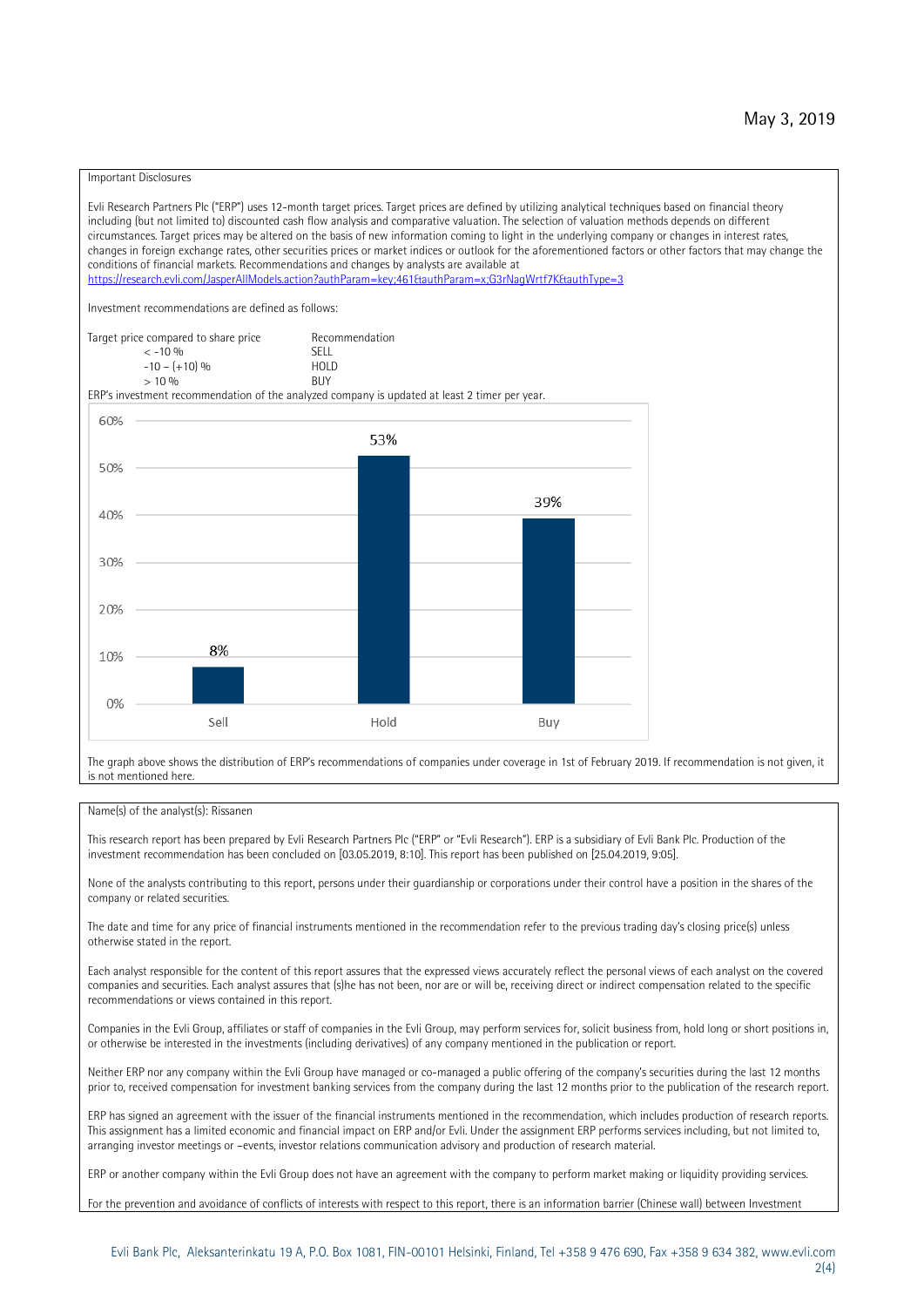May 3, 2019

Important Disclosures

Evli Research Partners Plc ("ERP") uses 12-month target prices. Target prices are defined by utilizing analytical techniques based on financial theory including (but not limited to) discounted cash flow analysis and comparative valuation. The selection of valuation methods depends on different circumstances. Target prices may be altered on the basis of new information coming to light in the underlying company or changes in interest rates, changes in foreign exchange rates, other securities prices or market indices or outlook for the aforementioned factors or other factors that may change the conditions of financial markets. Recommendations and changes by analysts are available at https://research.evli.com/JasperAllModels.action?authParam=key;461&authParam=x;G3rNagWrtf7K&authType=3

Investment recommendations are defined as follows:

| Target price compared to share price | Recommendation |
|---|---|
| < -10 % | SELL |
| -10 – (+10) % | HOLD |
| > 10 % | BUY |

ERP's investment recommendation of the analyzed company is updated at least 2 timer per year.

| | Sell | Hold | Buy |
|---|---|---|---|
| Share of recommendations | 8% | 53% | 39% |

The graph above shows the distribution of ERP's recommendations of companies under coverage in 1st of February 2019. If recommendation is not given, it is not mentioned here.

Name(s) of the analyst(s): Rissanen

This research report has been prepared by Evli Research Partners Plc ("ERP" or "Evli Research"). ERP is a subsidiary of Evli Bank Plc. Production of the investment recommendation has been concluded on [03.05.2019, 8:10]. This report has been published on [25.04.2019, 9:05].

None of the analysts contributing to this report, persons under their guardianship or corporations under their control have a position in the shares of the company or related securities.

The date and time for any price of financial instruments mentioned in the recommendation refer to the previous trading day's closing price(s) unless otherwise stated in the report.

Each analyst responsible for the content of this report assures that the expressed views accurately reflect the personal views of each analyst on the covered companies and securities. Each analyst assures that (s)he has not been, nor are or will be, receiving direct or indirect compensation related to the specific recommendations or views contained in this report.

Companies in the Evli Group, affiliates or staff of companies in the Evli Group, may perform services for, solicit business from, hold long or short positions in, or otherwise be interested in the investments (including derivatives) of any company mentioned in the publication or report.

Neither ERP nor any company within the Evli Group have managed or co-managed a public offering of the company's securities during the last 12 months prior to, received compensation for investment banking services from the company during the last 12 months prior to the publication of the research report.

ERP has signed an agreement with the issuer of the financial instruments mentioned in the recommendation, which includes production of research reports. This assignment has a limited economic and financial impact on ERP and/or Evli. Under the assignment ERP performs services including, but not limited to, arranging investor meetings or –events, investor relations communication advisory and production of research material.

ERP or another company within the Evli Group does not have an agreement with the company to perform market making or liquidity providing services.

For the prevention and avoidance of conflicts of interests with respect to this report, there is an information barrier (Chinese wall) between Investment

Evli Bank Plc, Aleksanterinkatu 19 A, P.O. Box 1081, FIN-00101 Helsinki, Finland, Tel +358 9 476 690, Fax +358 9 634 382, www.evli.com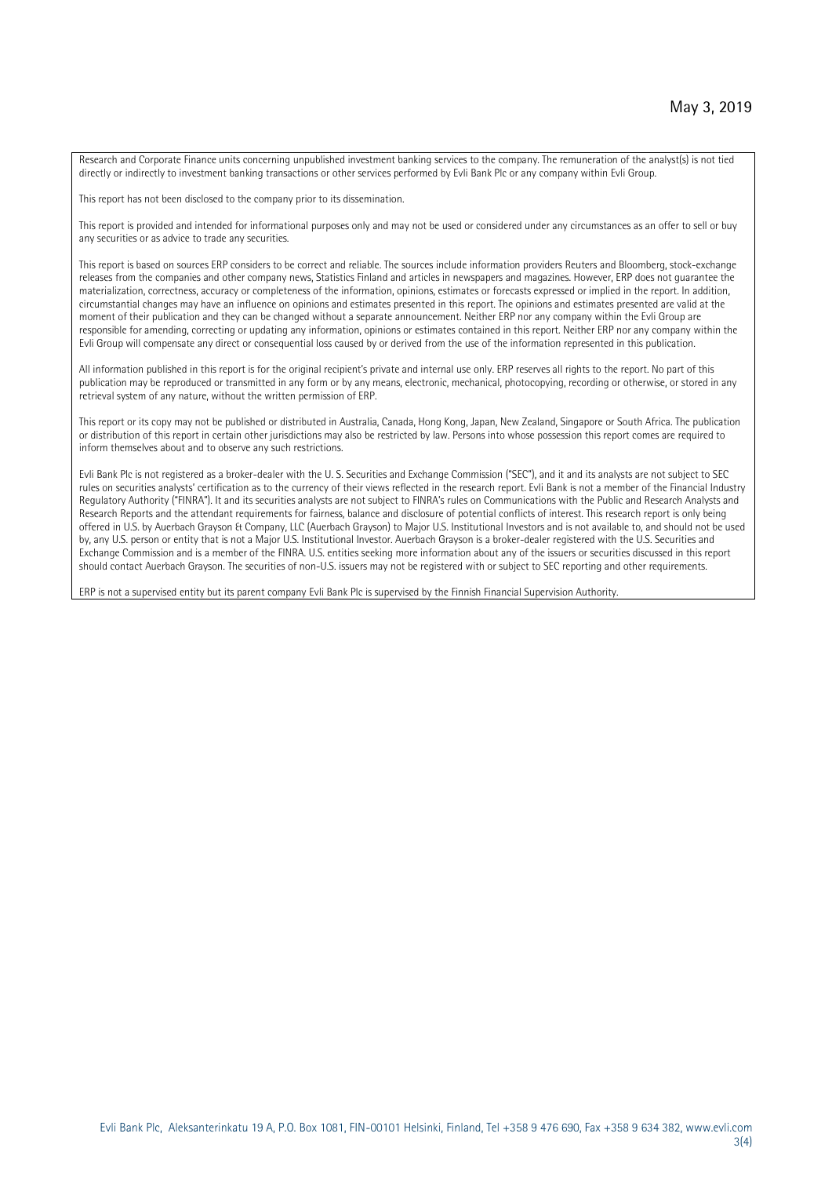Research and Corporate Finance units concerning unpublished investment banking services to the company. The remuneration of the analyst(s) is not tied directly or indirectly to investment banking transactions or other services performed by Evli Bank Plc or any company within Evli Group.

This report has not been disclosed to the company prior to its dissemination.

This report is provided and intended for informational purposes only and may not be used or considered under any circumstances as an offer to sell or buy any securities or as advice to trade any securities.

This report is based on sources ERP considers to be correct and reliable. The sources include information providers Reuters and Bloomberg, stock-exchange releases from the companies and other company news, Statistics Finland and articles in newspapers and magazines. However, ERP does not guarantee the materialization, correctness, accuracy or completeness of the information, opinions, estimates or forecasts expressed or implied in the report. In addition, circumstantial changes may have an influence on opinions and estimates presented in this report. The opinions and estimates presented are valid at the moment of their publication and they can be changed without a separate announcement. Neither ERP nor any company within the Evli Group are responsible for amending, correcting or updating any information, opinions or estimates contained in this report. Neither ERP nor any company within the Evli Group will compensate any direct or consequential loss caused by or derived from the use of the information represented in this publication.

All information published in this report is for the original recipient's private and internal use only. ERP reserves all rights to the report. No part of this publication may be reproduced or transmitted in any form or by any means, electronic, mechanical, photocopying, recording or otherwise, or stored in any retrieval system of any nature, without the written permission of ERP.

This report or its copy may not be published or distributed in Australia, Canada, Hong Kong, Japan, New Zealand, Singapore or South Africa. The publication or distribution of this report in certain other jurisdictions may also be restricted by law. Persons into whose possession this report comes are required to inform themselves about and to observe any such restrictions.

Evli Bank Plc is not registered as a broker-dealer with the U. S. Securities and Exchange Commission ("SEC"), and it and its analysts are not subject to SEC rules on securities analysts' certification as to the currency of their views reflected in the research report. Evli Bank is not a member of the Financial Industry Regulatory Authority ("FINRA"). It and its securities analysts are not subject to FINRA's rules on Communications with the Public and Research Analysts and Research Reports and the attendant requirements for fairness, balance and disclosure of potential conflicts of interest. This research report is only being offered in U.S. by Auerbach Grayson & Company, LLC (Auerbach Grayson) to Major U.S. Institutional Investors and is not available to, and should not be used by, any U.S. person or entity that is not a Major U.S. Institutional Investor. Auerbach Grayson is a broker-dealer registered with the U.S. Securities and Exchange Commission and is a member of the FINRA. U.S. entities seeking more information about any of the issuers or securities discussed in this report should contact Auerbach Grayson. The securities of non-U.S. issuers may not be registered with or subject to SEC reporting and other requirements.

ERP is not a supervised entity but its parent company Evli Bank Plc is supervised by the Finnish Financial Supervision Authority.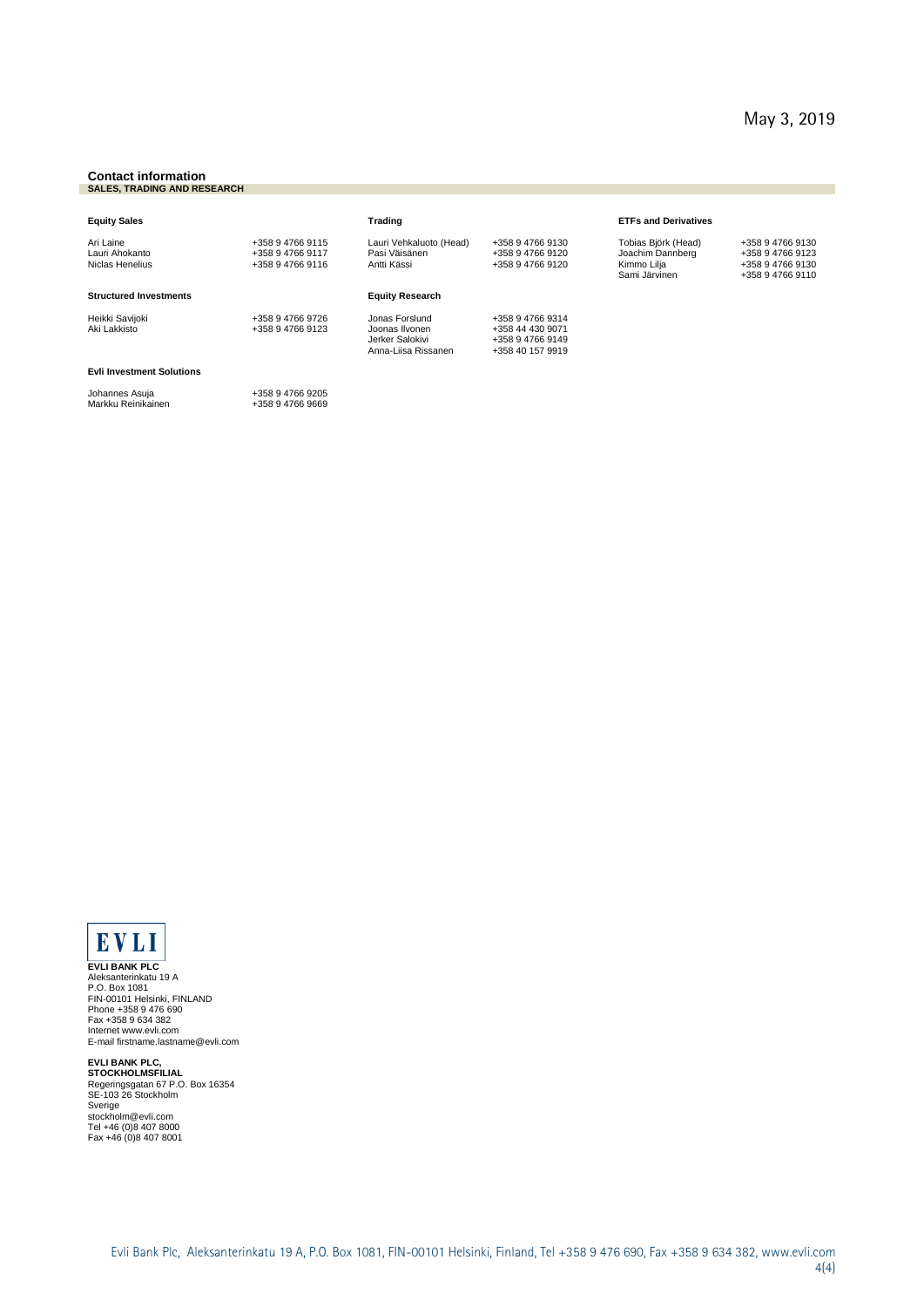May 3, 2019

## Contact information

### SALES, TRADING AND RESEARCH

**Equity Sales**

| | |
|---|---|
| Ari Laine | +358 9 4766 9115 |
| Lauri Ahokanto | +358 9 4766 9117 |
| Niclas Henelius | +358 9 4766 9116 |

**Structured Investments**

| | |
|---|---|
| Heikki Savijoki | +358 9 4766 9726 |
| Aki Lakkisto | +358 9 4766 9123 |

**Evli Investment Solutions**

| | |
|---|---|
| Johannes Asuja | +358 9 4766 9205 |
| Markku Reinikainen | +358 9 4766 9669 |

**Trading**

| | |
|---|---|
| Lauri Vehkaluoto (Head) | +358 9 4766 9130 |
| Pasi Väisänen | +358 9 4766 9120 |
| Antti Kässi | +358 9 4766 9120 |

**Equity Research**

| | |
|---|---|
| Jonas Forslund | +358 9 4766 9314 |
| Joonas Ilvonen | +358 44 430 9071 |
| Jerker Salokivi | +358 9 4766 9149 |
| Anna-Liisa Rissanen | +358 40 157 9919 |

**ETFs and Derivatives**

| | |
|---|---|
| Tobias Björk (Head) | +358 9 4766 9130 |
| Joachim Dannberg | +358 9 4766 9123 |
| Kimmo Lilja | +358 9 4766 9130 |
| Sami Järvinen | +358 9 4766 9110 |

EVLI

**EVLI BANK PLC**
Aleksanterinkatu 19 A
P.O. Box 1081
FIN-00101 Helsinki, FINLAND
Phone +358 9 476 690
Fax +358 9 634 382
Internet www.evli.com
E-mail firstname.lastname@evli.com

**EVLI BANK PLC, STOCKHOLMSFILIAL**
Regeringsgatan 67 P.O. Box 16354
SE-103 26 Stockholm
Sverige
stockholm@evli.com
Tel +46 (0)8 407 8000
Fax +46 (0)8 407 8001